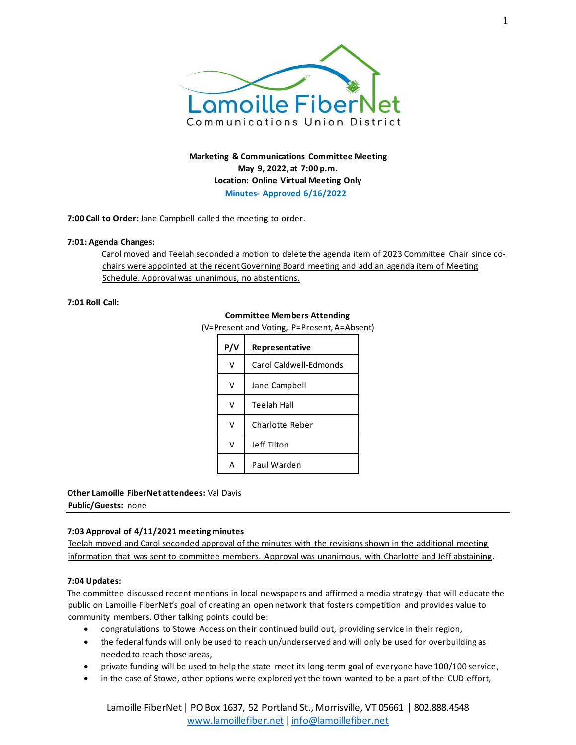Lamoille FiberNet
Communications Union District

**Marketing & Communications Committee Meeting**
**May 9, 2022, at 7:00 p.m.**
**Location: Online Virtual Meeting Only**
**Minutes- Approved 6/16/2022**

**7:00 Call to Order:** Jane Campbell called the meeting to order.

**7:01: Agenda Changes:**

Carol moved and Teelah seconded a motion to delete the agenda item of 2023 Committee Chair since co-chairs were appointed at the recent Governing Board meeting and add an agenda item of Meeting Schedule. Approval was unanimous, no abstentions.

**7:01 Roll Call:**

**Committee Members Attending**
(V=Present and Voting, P=Present, A=Absent)

| P/V | Representative |
|---|---|
| V | Carol Caldwell-Edmonds |
| V | Jane Campbell |
| V | Teelah Hall |
| V | Charlotte Reber |
| V | Jeff Tilton |
| A | Paul Warden |

**Other Lamoille FiberNet attendees:** Val Davis
**Public/Guests:** none

**7:03 Approval of 4/11/2021 meeting minutes**

Teelah moved and Carol seconded approval of the minutes with the revisions shown in the additional meeting information that was sent to committee members. Approval was unanimous, with Charlotte and Jeff abstaining.

**7:04 Updates:**

The committee discussed recent mentions in local newspapers and affirmed a media strategy that will educate the public on Lamoille FiberNet's goal of creating an open network that fosters competition and provides value to community members. Other talking points could be:

- congratulations to Stowe Access on their continued build out, providing service in their region,
- the federal funds will only be used to reach un/underserved and will only be used for overbuilding as needed to reach those areas,
- private funding will be used to help the state meet its long-term goal of everyone have 100/100 service,
- in the case of Stowe, other options were explored yet the town wanted to be a part of the CUD effort,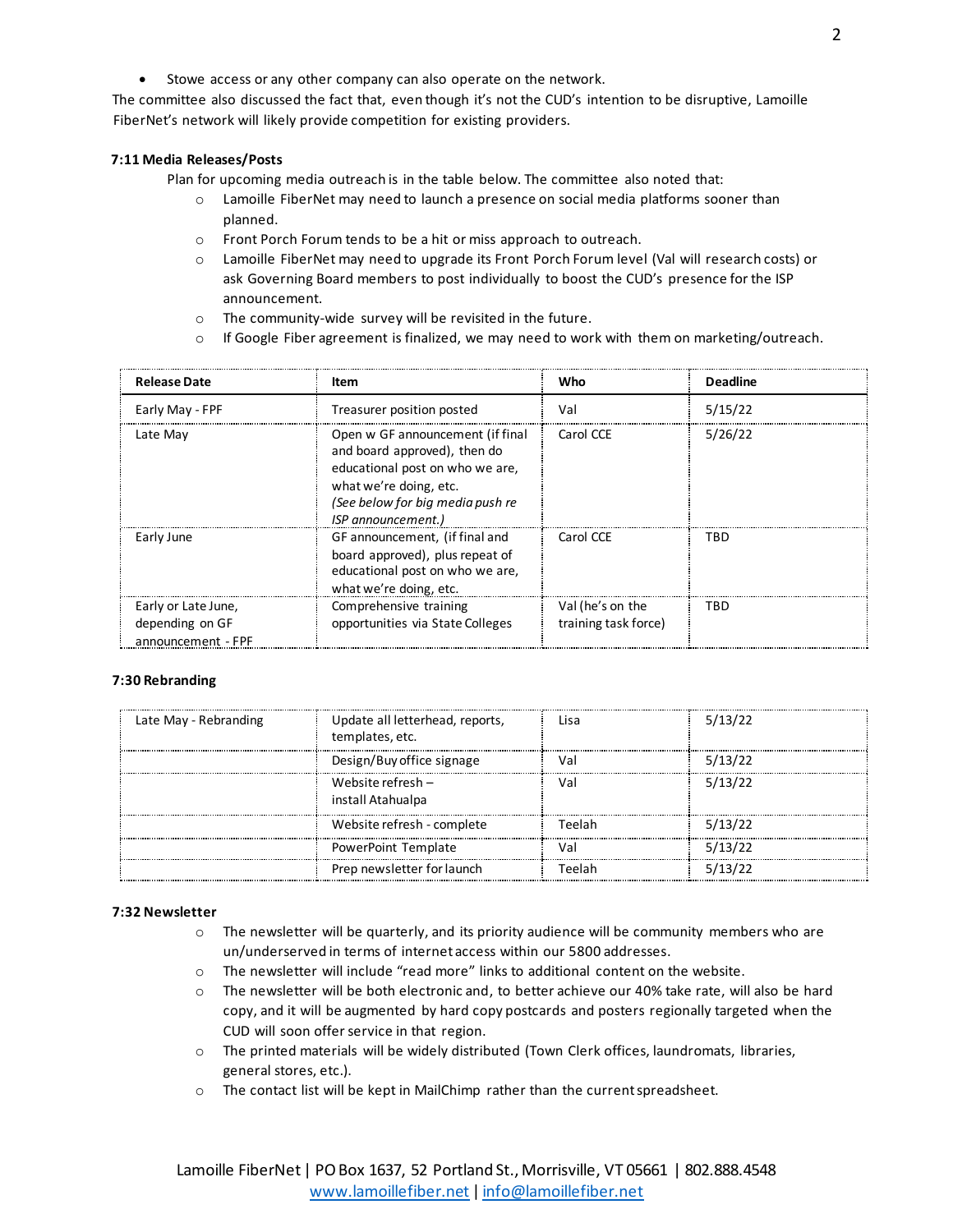- Stowe access or any other company can also operate on the network.

The committee also discussed the fact that, even though it's not the CUD's intention to be disruptive, Lamoille FiberNet's network will likely provide competition for existing providers.

**7:11 Media Releases/Posts**

Plan for upcoming media outreach is in the table below. The committee also noted that:

- Lamoille FiberNet may need to launch a presence on social media platforms sooner than planned.
- Front Porch Forum tends to be a hit or miss approach to outreach.
- Lamoille FiberNet may need to upgrade its Front Porch Forum level (Val will research costs) or ask Governing Board members to post individually to boost the CUD's presence for the ISP announcement.
- The community-wide survey will be revisited in the future.
- If Google Fiber agreement is finalized, we may need to work with them on marketing/outreach.

| Release Date | Item | Who | Deadline |
|---|---|---|---|
| Early May - FPF | Treasurer position posted | Val | 5/15/22 |
| Late May | Open w GF announcement (if final and board approved), then do educational post on who we are, what we're doing, etc. *(See below for big media push re ISP announcement.)* | Carol CCE | 5/26/22 |
| Early June | GF announcement, (if final and board approved), plus repeat of educational post on who we are, what we're doing, etc. | Carol CCE | TBD |
| Early or Late June, depending on GF announcement - FPF | Comprehensive training opportunities via State Colleges | Val (he's on the training task force) | TBD |

**7:30 Rebranding**

| | | | |
|---|---|---|---|
| Late May - Rebranding | Update all letterhead, reports, templates, etc. | Lisa | 5/13/22 |
| | Design/Buy office signage | Val | 5/13/22 |
| | Website refresh – install Atahualpa | Val | 5/13/22 |
| | Website refresh - complete | Teelah | 5/13/22 |
| | PowerPoint Template | Val | 5/13/22 |
| | Prep newsletter for launch | Teelah | 5/13/22 |

**7:32 Newsletter**

- The newsletter will be quarterly, and its priority audience will be community members who are un/underserved in terms of internet access within our 5800 addresses.
- The newsletter will include "read more" links to additional content on the website.
- The newsletter will be both electronic and, to better achieve our 40% take rate, will also be hard copy, and it will be augmented by hard copy postcards and posters regionally targeted when the CUD will soon offer service in that region.
- The printed materials will be widely distributed (Town Clerk offices, laundromats, libraries, general stores, etc.).
- The contact list will be kept in MailChimp rather than the current spreadsheet.

Lamoille FiberNet | PO Box 1637, 52 Portland St., Morrisville, VT 05661 | 802.888.4548
www.lamoillefiber.net | info@lamoillefiber.net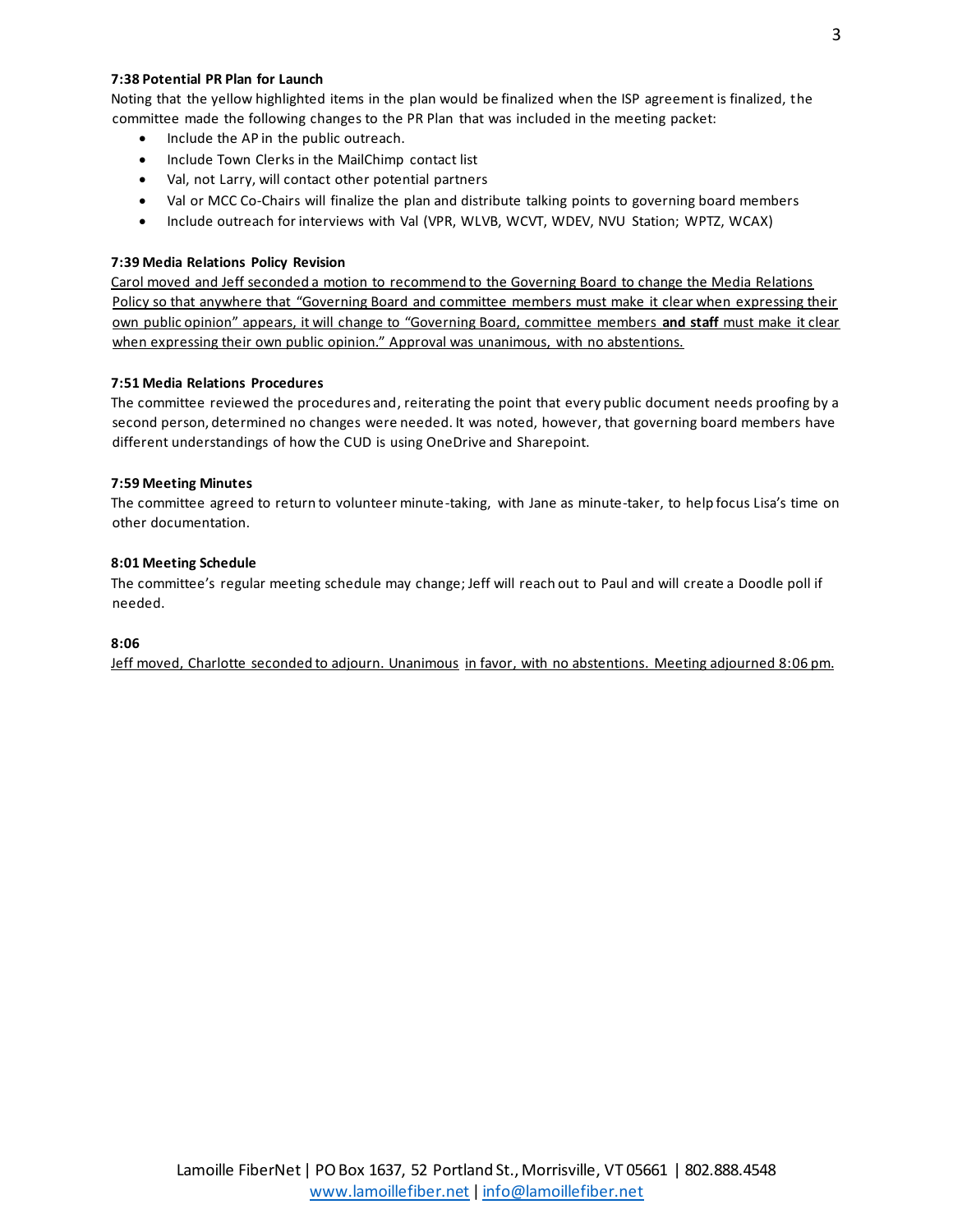**7:38 Potential PR Plan for Launch**

Noting that the yellow highlighted items in the plan would be finalized when the ISP agreement is finalized, the committee made the following changes to the PR Plan that was included in the meeting packet:

- Include the AP in the public outreach.
- Include Town Clerks in the MailChimp contact list
- Val, not Larry, will contact other potential partners
- Val or MCC Co-Chairs will finalize the plan and distribute talking points to governing board members
- Include outreach for interviews with Val (VPR, WLVB, WCVT, WDEV, NVU Station; WPTZ, WCAX)

**7:39 Media Relations Policy Revision**

<u>Carol moved and Jeff seconded a motion to recommend to the Governing Board to change the Media Relations Policy so that anywhere that "Governing Board and committee members must make it clear when expressing their own public opinion" appears, it will change to "Governing Board, committee members **and staff** must make it clear when expressing their own public opinion." Approval was unanimous, with no abstentions.</u>

**7:51 Media Relations Procedures**

The committee reviewed the procedures and, reiterating the point that every public document needs proofing by a second person, determined no changes were needed. It was noted, however, that governing board members have different understandings of how the CUD is using OneDrive and Sharepoint.

**7:59 Meeting Minutes**

The committee agreed to return to volunteer minute-taking, with Jane as minute-taker, to help focus Lisa's time on other documentation.

**8:01 Meeting Schedule**

The committee's regular meeting schedule may change; Jeff will reach out to Paul and will create a Doodle poll if needed.

**8:06**

<u>Jeff moved, Charlotte seconded to adjourn. Unanimous in favor, with no abstentions. Meeting adjourned 8:06 pm.</u>

Lamoille FiberNet | PO Box 1637, 52 Portland St., Morrisville, VT 05661 | 802.888.4548
www.lamoillefiber.net | info@lamoillefiber.net